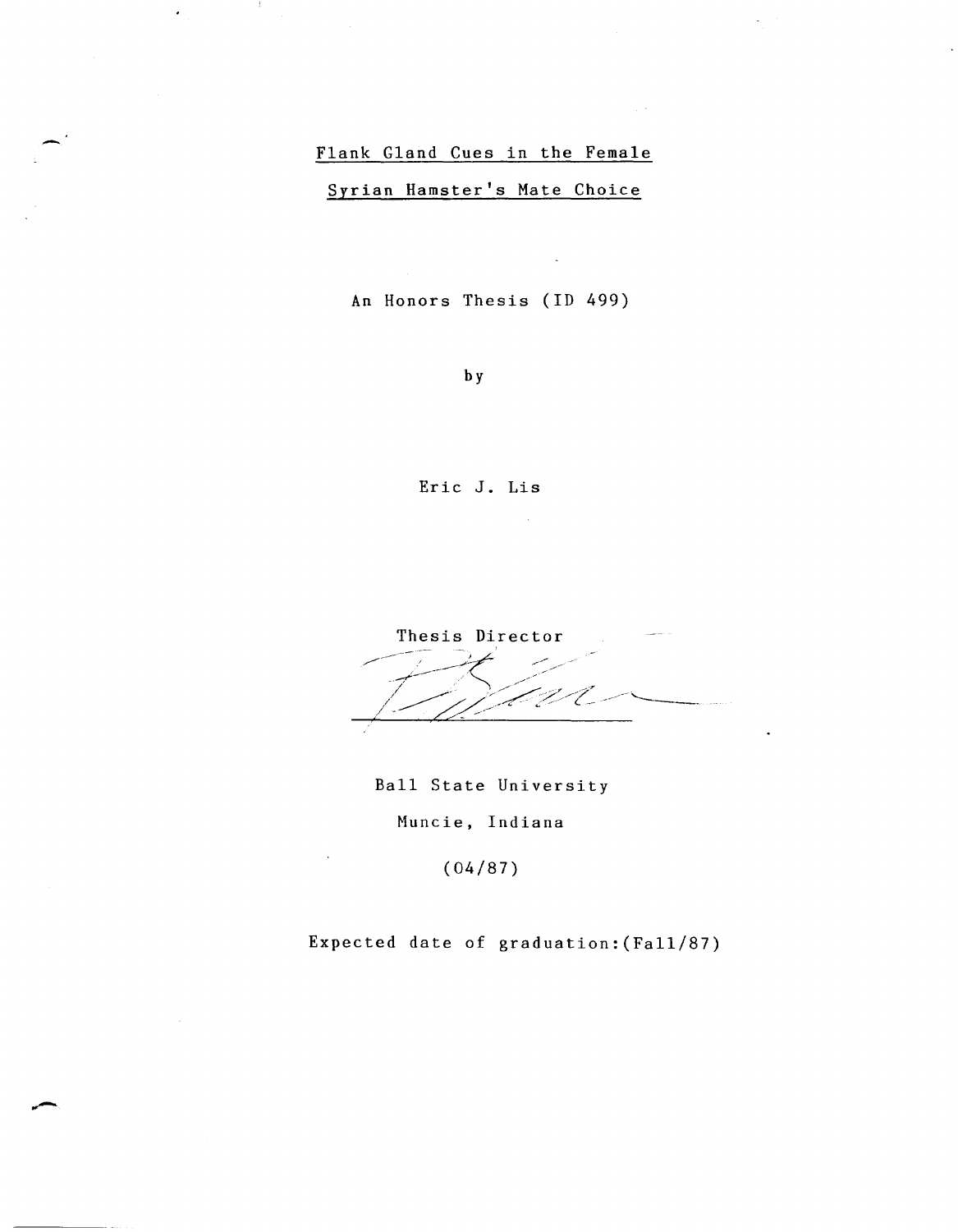# Flank Gland Cues in the Female Syrian Hamster's Mate Choice

An Honors Thesis (ID 499)

by

Eric J. Lis

Thesis Director

Ball State University

Muncie, Indiana

(04/87)

Expected date of graduation:(Fall/87)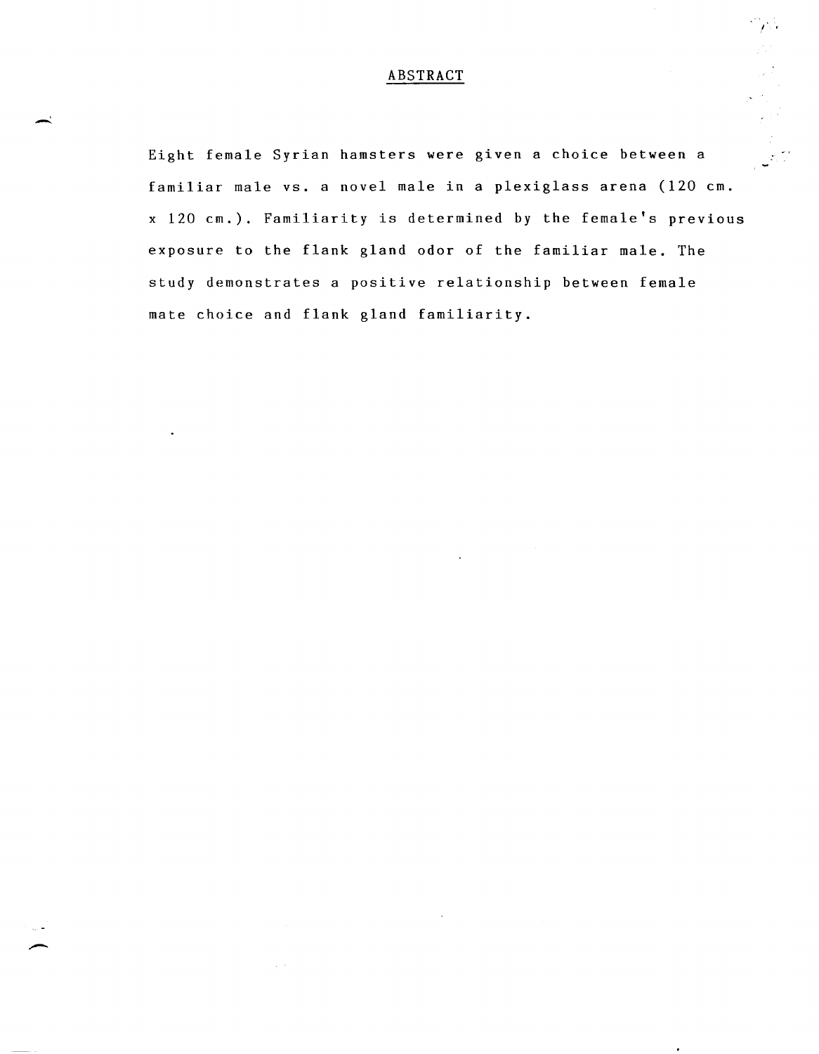# ABSTRACT

Eight female Syrian hamsters were given a choice between a familiar male vs. a novel male in a plexiglass arena (120 cm. x 120 cm.). Familiarity is determined by the female's previous exposure to the flank gland odor of the familiar male. The study demonstrates a positive relationship between female mate choice and flank gland familiarity.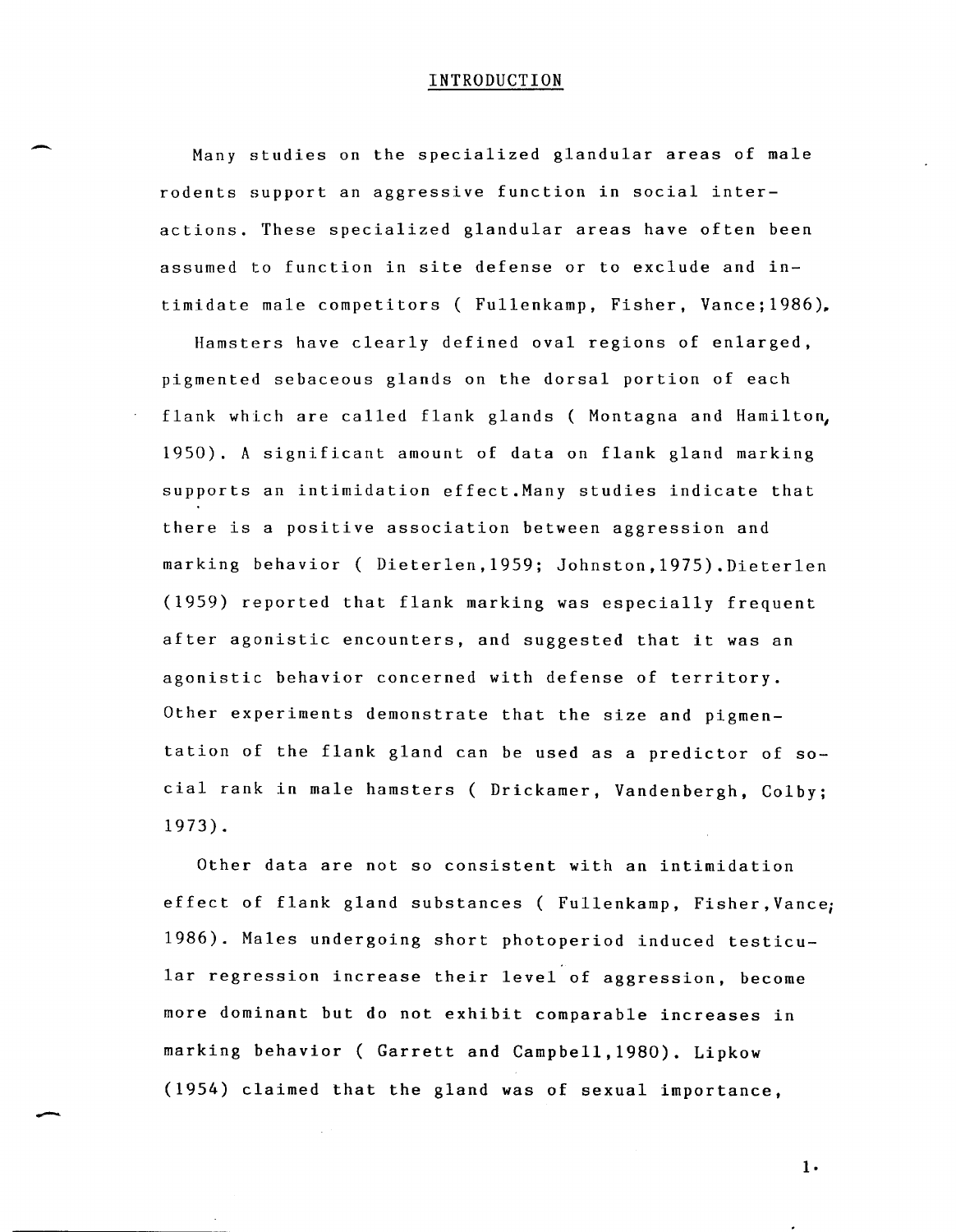# INTRODUCTION

Many studies on the specialized glandular areas of male rodents support an aggressive function in social interactions. These specialized glandular areas have often been assumed to function in site defense or to exclude and intimidate male competitors ( Fullenkamp, Fisher, Vance;1986).

Hamsters have clearly defined oval regions of enlarged, pigmented sebaceous glands on the dorsal portion of each flank which are called flank glands ( Montagna and Hamilton, 1950). A significant amount of data on flank gland marking supports an intimidation effect.Many studies indicate that there is a positive association between aggression and marking behavior ( Dieterlen,1959; Johnston,1975).Dieterlen (1959) reported that flank marking was especially frequent after agonistic encounters, and suggested that it was an agonistic behavior concerned with defense of territory. Other experiments demonstrate that the size and pigmentation of the flank gland can be used as a predictor of social rank in male hamsters ( Drickamer, Vandenbergh, Colby; 1973).

Other data are not so consistent with an intimidation effect of flank gland substances ( Fullenkamp, Fisher,Vance; 1986). Males undergoing short photoperiod induced testicular regression increase their level of aggression, become more dominant but do not exhibit comparable increases in marking behavior ( Garrett and Campbell,1980). Lipkow (1954) claimed that the gland was of sexual importance,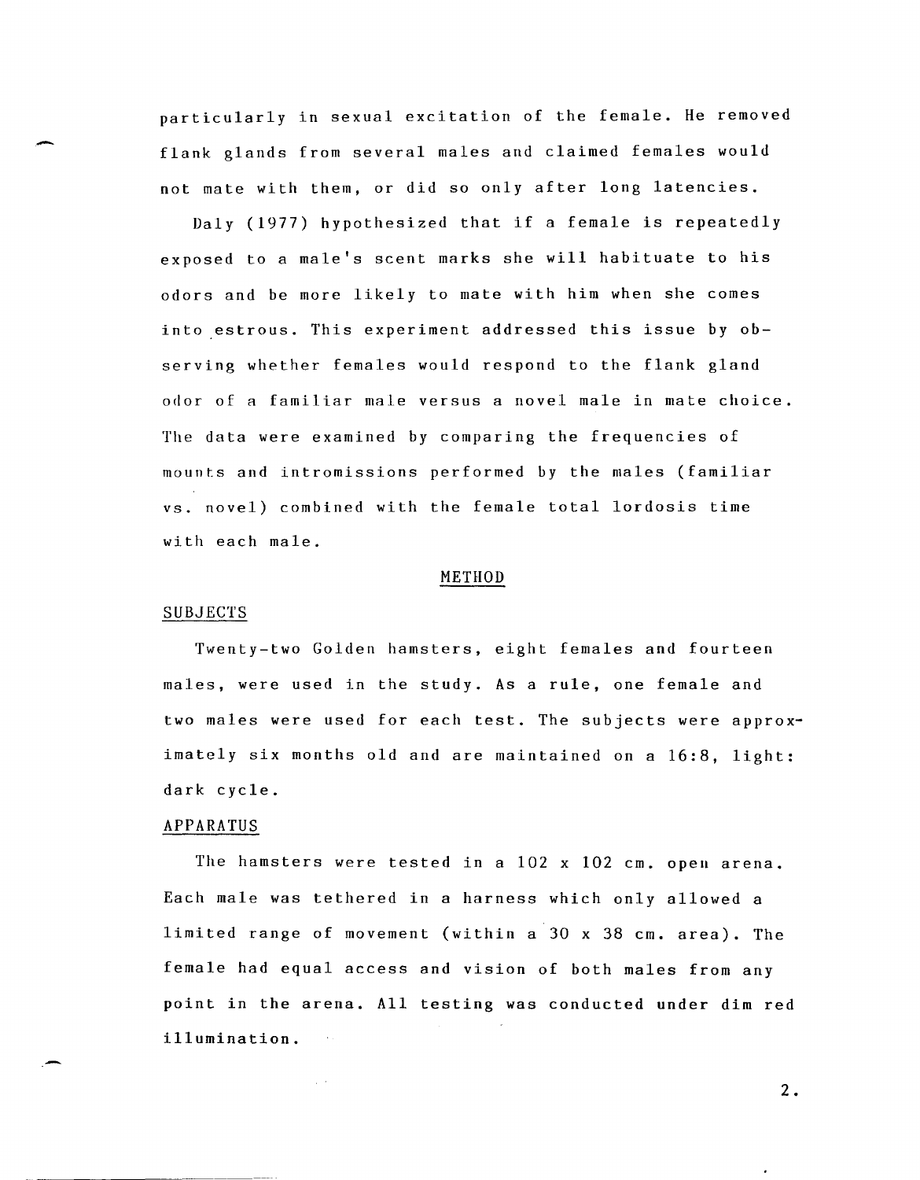particularly in sexual excitation of the female. He removed flank glands from several males and claimed females would not mate with them, or did so only after long latencies.

Daly (1977) hypothesized that if a female is repeatedly exposed to a male's scent marks she will habituate to his odors and be more likely to mate with him when she comes into estrous. This experiment addressed this issue by observing whether females would respond to the flank gland odor of a familiar male versus a novel male in mate choice. The data were examined by comparing the frequencies of mounts and intromissions performed by the males (familiar vs. novel) combined with the female total lordosis time with each male.

## METHOD

### SUBJECTS

Twenty-two Golden hamsters, eight females and fourteen males, were used in the study. As a rule, one female and two males were used for each test. The subjects were approximately six months old and are maintained on a 16:8, light: dark cycle.

### APPARATUS

The hamsters were tested in a 102 x 102 cm. open arena. Each male was tethered in a harness which only allowed a limited range of movement (within a 30 x 38 cm. area). The female had equal access and vision of both males from any point in the arena. All testing was conducted under dim red illumination.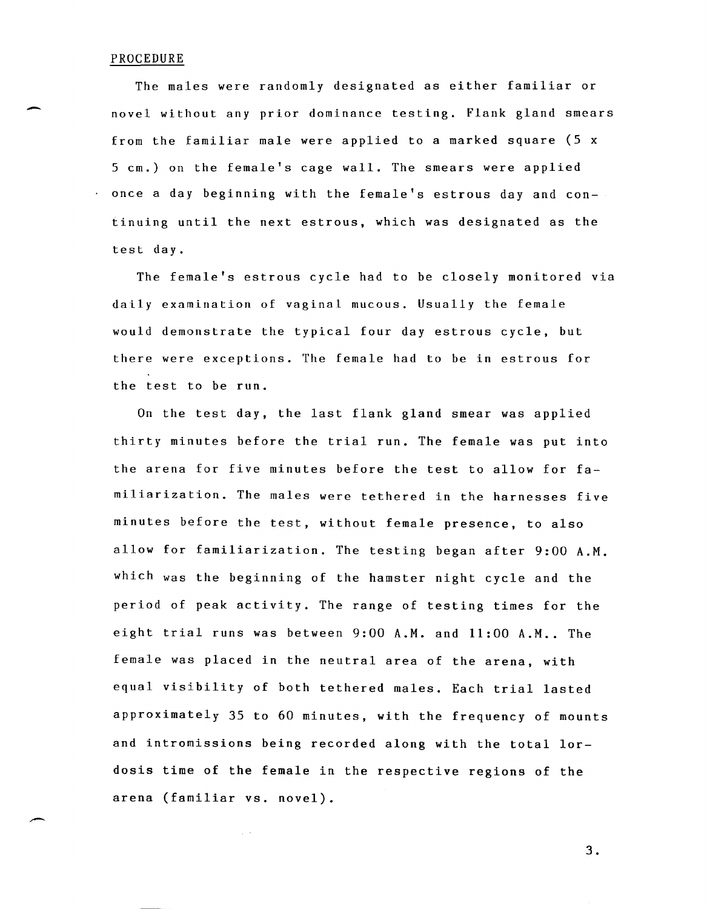## PROCEDURE

The males were randomly designated as either familiar or novel without any prior dominance testing. Flank gland smears from the familiar male were applied to a marked square (5 x 5 cm.) on the female's cage wall. The smears were applied once a day beginning with the female's estrous day and continuing until the next estrous, which was designated as the test day.

The female's estrous cycle had to be closely monitored via daily examination of vaginal mucous. Usually the female would demonstrate the typical four day estrous cycle, but there were exceptions. The female had to be in estrous for the test to be run.

On the test day, the last flank gland smear was applied thirty minutes before the trial run. The female was put into the arena for five minutes before the test to allow for familiarization. The males were tethered in the harnesses five minutes before the test, without female presence, to also allow for familiarization. The testing began after 9:00 A.M. which was the beginning of the hamster night cycle and the period of peak activity. The range of testing times for the eight trial runs was between 9:00 A.M. and 11:00 A.M.. The female was placed in the neutral area of the arena, with equal visibility of both tethered males. Each trial lasted approximately 35 to 60 minutes, with the frequency of mounts and intromissions being recorded along with the total lordosis time of the female in the respective regions of the arena (familiar vs. novel).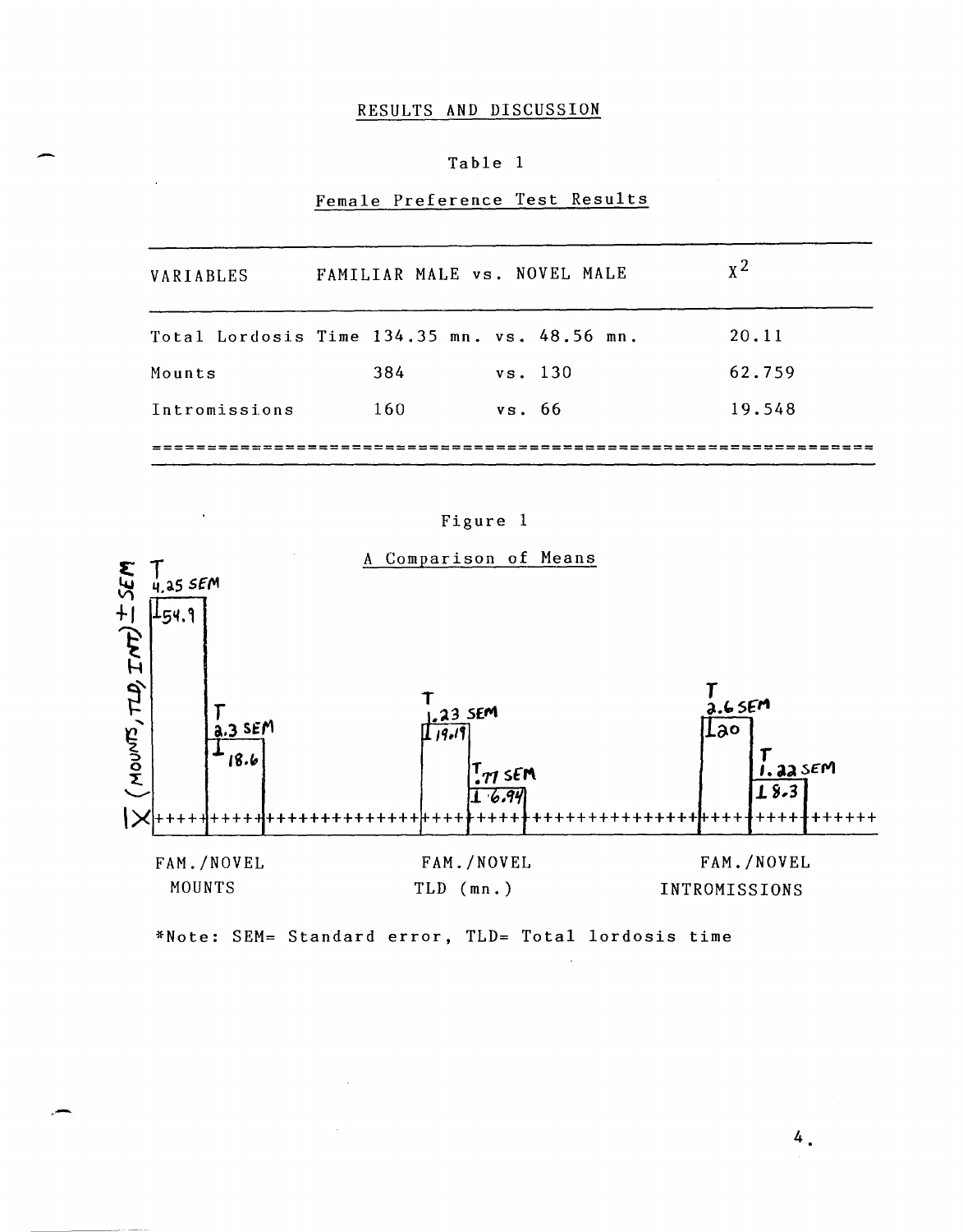# RESULTS AND DISCUSSION

Table 1

Female Preference Test Results

| VARIABLES | FAMILIAR MALE vs. NOVEL MALE | $X^2$ |
|---|---|---|
| Total Lordosis Time | 134.35 mn. vs. 48.56 mn. | 20.11 |
| Mounts | 384 vs. 130 | 62.759 |
| Intromissions | 160 vs. 66 | 19.548 |

Figure 1

A Comparison of Means

$\bar{X}$ (MOUNTS, TLD, INT) ± SEM

| | FAM. | NOVEL |
|---|---|---|
| MOUNTS | 54.9 (4.25 SEM) | 18.6 (2.3 SEM) |
| TLD (mn.) | 19.19 (.23 SEM) | 6.94 (.77 SEM) |
| INTROMISSIONS | 20 (2.6 SEM) | 8.3 (1.22 SEM) |

*Note: SEM= Standard error, TLD= Total lordosis time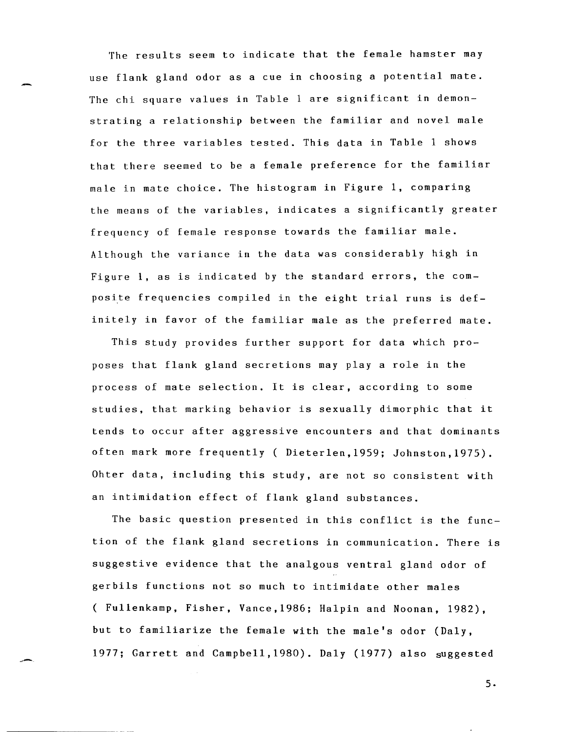The results seem to indicate that the female hamster may use flank gland odor as a cue in choosing a potential mate. The chi square values in Table 1 are significant in demonstrating a relationship between the familiar and novel male for the three variables tested. This data in Table 1 shows that there seemed to be a female preference for the familiar male in mate choice. The histogram in Figure 1, comparing the means of the variables, indicates a significantly greater frequency of female response towards the familiar male. Although the variance in the data was considerably high in Figure 1, as is indicated by the standard errors, the composite frequencies compiled in the eight trial runs is definitely in favor of the familiar male as the preferred mate.

This study provides further support for data which proposes that flank gland secretions may play a role in the process of mate selection. It is clear, according to some studies, that marking behavior is sexually dimorphic that it tends to occur after aggressive encounters and that dominants often mark more frequently ( Dieterlen,1959; Johnston,1975). Ohter data, including this study, are not so consistent with an intimidation effect of flank gland substances.

The basic question presented in this conflict is the function of the flank gland secretions in communication. There is suggestive evidence that the analgous ventral gland odor of gerbils functions not so much to intimidate other males ( Fullenkamp, Fisher, Vance,1986; Halpin and Noonan, 1982), but to familiarize the female with the male's odor (Daly, 1977; Garrett and Campbell,1980). Daly (1977) also suggested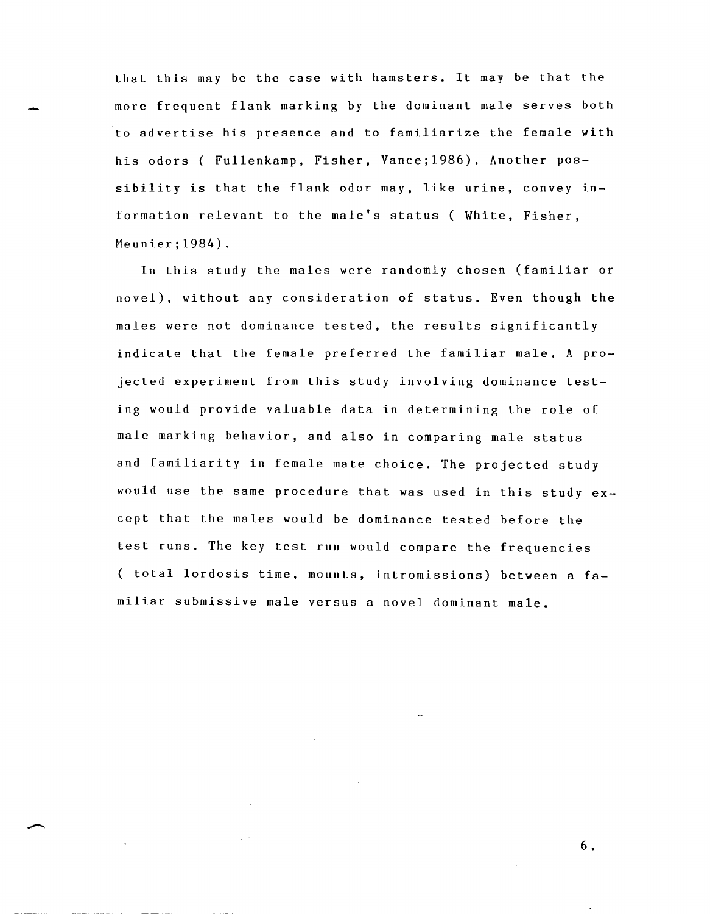that this may be the case with hamsters. It may be that the more frequent flank marking by the dominant male serves both to advertise his presence and to familiarize the female with his odors ( Fullenkamp, Fisher, Vance;1986). Another possibility is that the flank odor may, like urine, convey information relevant to the male's status ( White, Fisher, Meunier;1984).

In this study the males were randomly chosen (familiar or novel), without any consideration of status. Even though the males were not dominance tested, the results significantly indicate that the female preferred the familiar male. A projected experiment from this study involving dominance testing would provide valuable data in determining the role of male marking behavior, and also in comparing male status and familiarity in female mate choice. The projected study would use the same procedure that was used in this study except that the males would be dominance tested before the test runs. The key test run would compare the frequencies ( total lordosis time, mounts, intromissions) between a familiar submissive male versus a novel dominant male.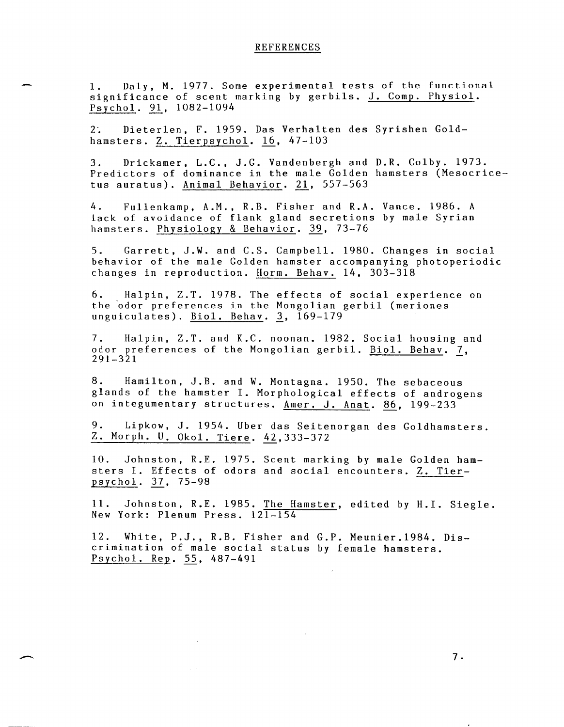## REFERENCES

1. Daly, M. 1977. Some experimental tests of the functional significance of scent marking by gerbils. J. Comp. Physiol. Psychol. 91, 1082-1094

2. Dieterlen, F. 1959. Das Verhalten des Syrishen Goldhamsters. Z. Tierpsychol. 16, 47-103

3. Drickamer, L.C., J.G. Vandenbergh and D.R. Colby. 1973. Predictors of dominance in the male Golden hamsters (Mesocricetus auratus). Animal Behavior. 21, 557-563

4. Fullenkamp, A.M., R.B. Fisher and R.A. Vance. 1986. A lack of avoidance of flank gland secretions by male Syrian hamsters. Physiology & Behavior. 39, 73-76

5. Garrett, J.W. and C.S. Campbell. 1980. Changes in social behavior of the male Golden hamster accompanying photoperiodic changes in reproduction. Horm. Behav. 14, 303-318

6. Halpin, Z.T. 1978. The effects of social experience on the odor preferences in the Mongolian gerbil (meriones unguiculates). Biol. Behav. 3, 169-179

7. Halpin, Z.T. and K.C. noonan. 1982. Social housing and odor preferences of the Mongolian gerbil. Biol. Behav. 7, 291-321

8. Hamilton, J.B. and W. Montagna. 1950. The sebaceous glands of the hamster I. Morphological effects of androgens on integumentary structures. Amer. J. Anat. 86, 199-233

9. Lipkow, J. 1954. Uber das Seitenorgan des Goldhamsters. Z. Morph. U. Okol. Tiere. 42,333-372

10. Johnston, R.E. 1975. Scent marking by male Golden hamsters I. Effects of odors and social encounters. Z. Tierpsychol. 37, 75-98

11. Johnston, R.E. 1985. The Hamster, edited by H.I. Siegle. New York: Plenum Press. 121-154

12. White, P.J., R.B. Fisher and G.P. Meunier.1984. Discrimination of male social status by female hamsters. Psychol. Rep. 55, 487-491